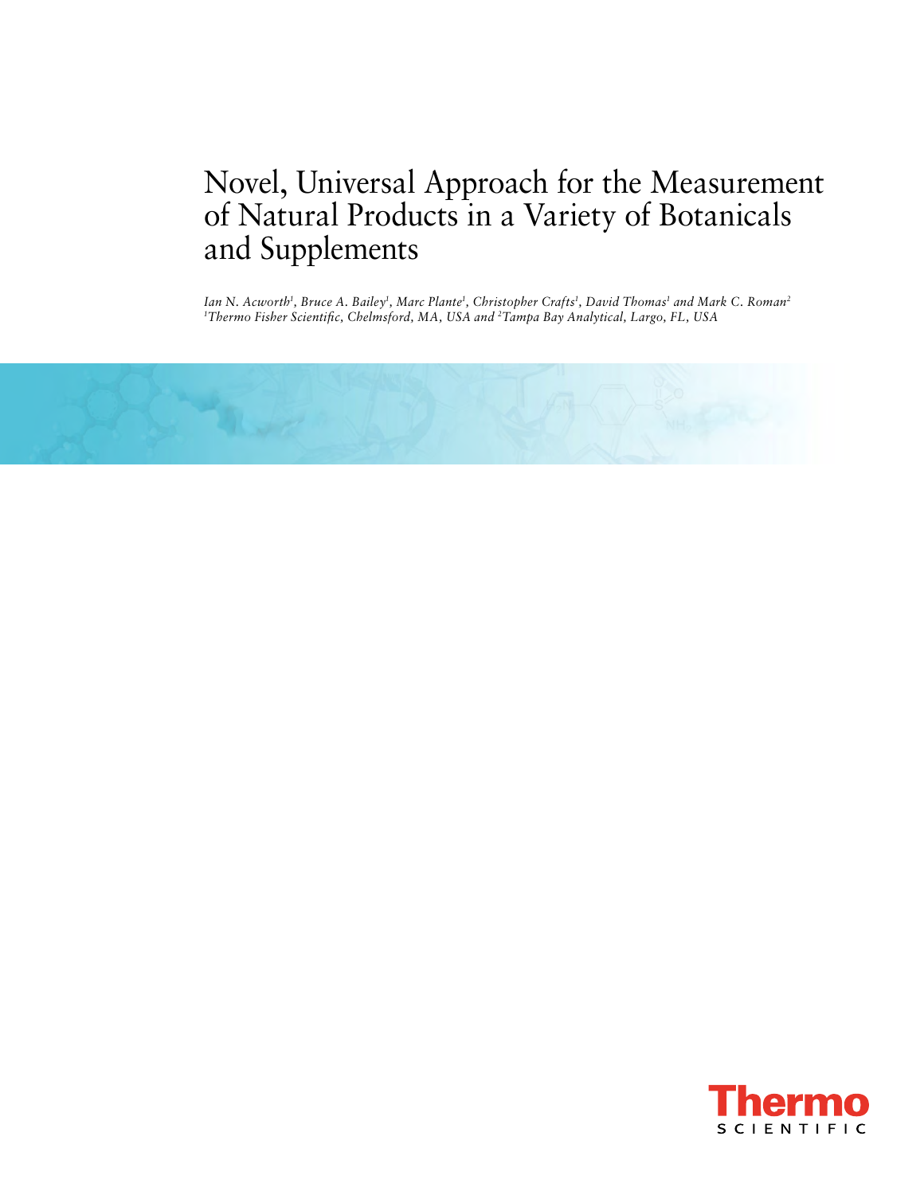# Novel, Universal Approach for the Measurement of Natural Products in a Variety of Botanicals and Supplements

*Ian N. Acworth[1], Bruce A. Bailey[1], Marc Plante[1], Christopher Crafts[1], David Thomas[1] and Mark C. Roman[2]*
*[1]Thermo Fisher Scientific, Chelmsford, MA, USA and [2]Tampa Bay Analytical, Largo, FL, USA*

Thermo SCIENTIFIC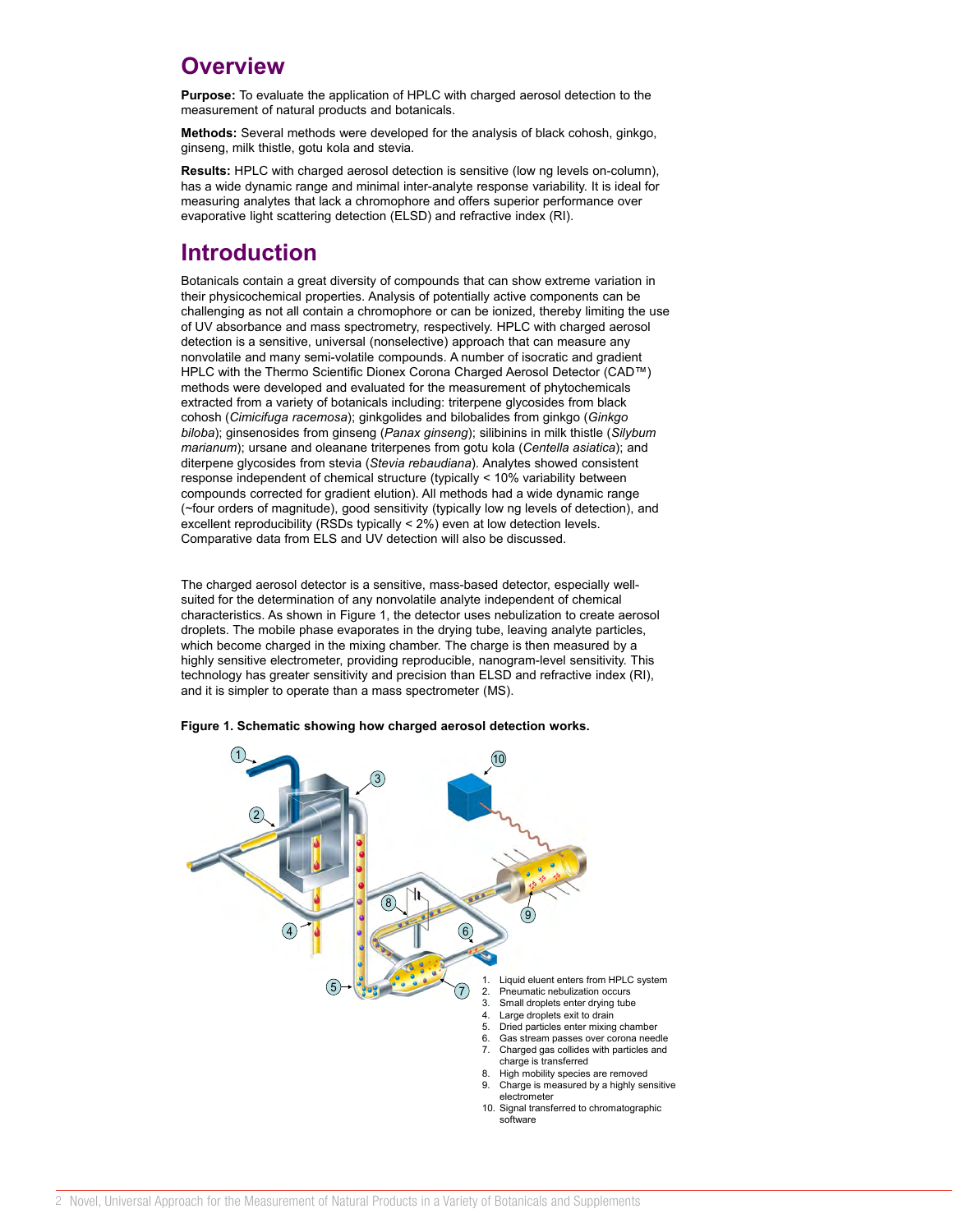## Overview

**Purpose:** To evaluate the application of HPLC with charged aerosol detection to the measurement of natural products and botanicals.

**Methods:** Several methods were developed for the analysis of black cohosh, ginkgo, ginseng, milk thistle, gotu kola and stevia.

**Results:** HPLC with charged aerosol detection is sensitive (low ng levels on-column), has a wide dynamic range and minimal inter-analyte response variability. It is ideal for measuring analytes that lack a chromophore and offers superior performance over evaporative light scattering detection (ELSD) and refractive index (RI).

## Introduction

Botanicals contain a great diversity of compounds that can show extreme variation in their physicochemical properties. Analysis of potentially active components can be challenging as not all contain a chromophore or can be ionized, thereby limiting the use of UV absorbance and mass spectrometry, respectively. HPLC with charged aerosol detection is a sensitive, universal (nonselective) approach that can measure any nonvolatile and many semi-volatile compounds. A number of isocratic and gradient HPLC with the Thermo Scientific Dionex Corona Charged Aerosol Detector (CAD™) methods were developed and evaluated for the measurement of phytochemicals extracted from a variety of botanicals including: triterpene glycosides from black cohosh (*Cimicifuga racemosa*); ginkgolides and bilobalides from ginkgo (*Ginkgo biloba*); ginsenosides from ginseng (*Panax ginseng*); silibinins in milk thistle (*Silybum marianum*); ursane and oleanane triterpenes from gotu kola (*Centella asiatica*); and diterpene glycosides from stevia (*Stevia rebaudiana*). Analytes showed consistent response independent of chemical structure (typically < 10% variability between compounds corrected for gradient elution). All methods had a wide dynamic range (~four orders of magnitude), good sensitivity (typically low ng levels of detection), and excellent reproducibility (RSDs typically < 2%) even at low detection levels. Comparative data from ELS and UV detection will also be discussed.

The charged aerosol detector is a sensitive, mass-based detector, especially well-suited for the determination of any nonvolatile analyte independent of chemical characteristics. As shown in Figure 1, the detector uses nebulization to create aerosol droplets. The mobile phase evaporates in the drying tube, leaving analyte particles, which become charged in the mixing chamber. The charge is then measured by a highly sensitive electrometer, providing reproducible, nanogram-level sensitivity. This technology has greater sensitivity and precision than ELSD and refractive index (RI), and it is simpler to operate than a mass spectrometer (MS).

**Figure 1. Schematic showing how charged aerosol detection works.**

1. Liquid eluent enters from HPLC system
2. Pneumatic nebulization occurs
3. Small droplets enter drying tube
4. Large droplets exit to drain
5. Dried particles enter mixing chamber
6. Gas stream passes over corona needle
7. Charged gas collides with particles and charge is transferred
8. High mobility species are removed
9. Charge is measured by a highly sensitive electrometer
10. Signal transferred to chromatographic software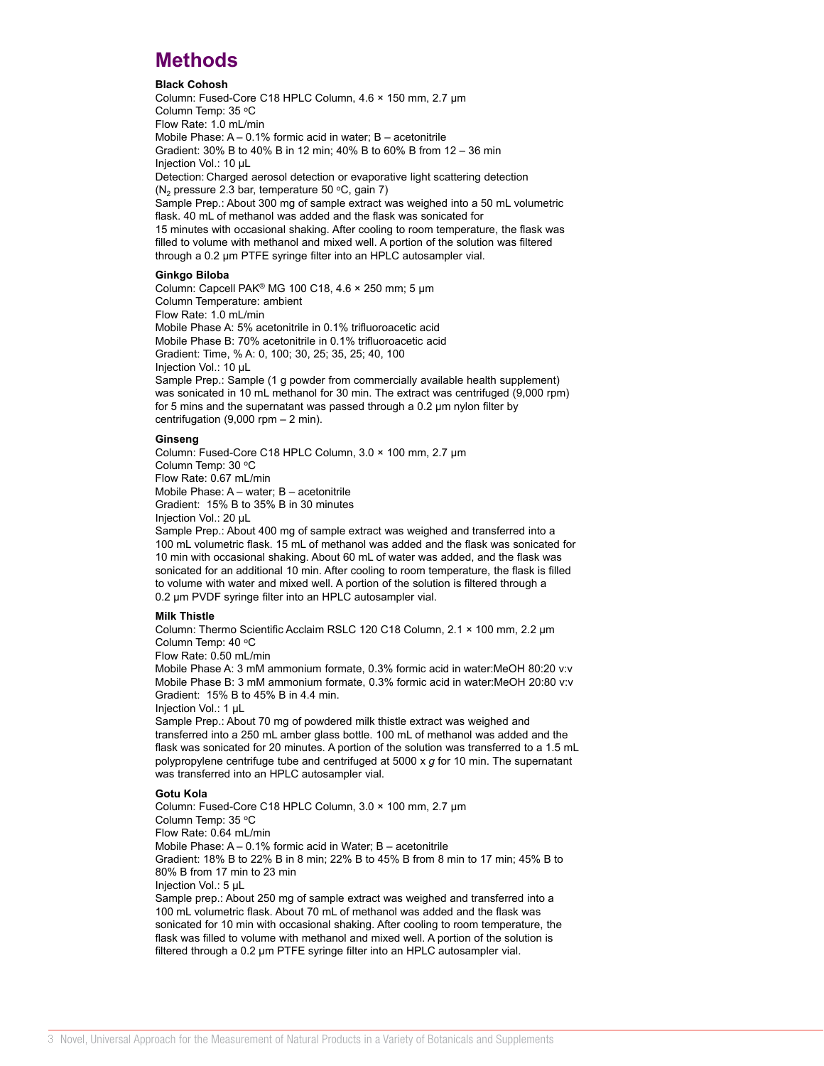# Methods

**Black Cohosh**

Column: Fused-Core C18 HPLC Column, 4.6 × 150 mm, 2.7 µm
Column Temp: 35 °C
Flow Rate: 1.0 mL/min
Mobile Phase: A – 0.1% formic acid in water; B – acetonitrile
Gradient: 30% B to 40% B in 12 min; 40% B to 60% B from 12 – 36 min
Injection Vol.: 10 µL
Detection: Charged aerosol detection or evaporative light scattering detection ($N_2$ pressure 2.3 bar, temperature 50 °C, gain 7)
Sample Prep.: About 300 mg of sample extract was weighed into a 50 mL volumetric flask. 40 mL of methanol was added and the flask was sonicated for 15 minutes with occasional shaking. After cooling to room temperature, the flask was filled to volume with methanol and mixed well. A portion of the solution was filtered through a 0.2 µm PTFE syringe filter into an HPLC autosampler vial.

**Ginkgo Biloba**

Column: Capcell PAK® MG 100 C18, 4.6 × 250 mm; 5 µm
Column Temperature: ambient
Flow Rate: 1.0 mL/min
Mobile Phase A: 5% acetonitrile in 0.1% trifluoroacetic acid
Mobile Phase B: 70% acetonitrile in 0.1% trifluoroacetic acid
Gradient: Time, % A: 0, 100; 30, 25; 35, 25; 40, 100
Injection Vol.: 10 µL
Sample Prep.: Sample (1 g powder from commercially available health supplement) was sonicated in 10 mL methanol for 30 min. The extract was centrifuged (9,000 rpm) for 5 mins and the supernatant was passed through a 0.2 µm nylon filter by centrifugation (9,000 rpm – 2 min).

**Ginseng**

Column: Fused-Core C18 HPLC Column, 3.0 × 100 mm, 2.7 µm
Column Temp: 30 °C
Flow Rate: 0.67 mL/min
Mobile Phase: A – water; B – acetonitrile
Gradient: 15% B to 35% B in 30 minutes
Injection Vol.: 20 µL
Sample Prep.: About 400 mg of sample extract was weighed and transferred into a 100 mL volumetric flask. 15 mL of methanol was added and the flask was sonicated for 10 min with occasional shaking. About 60 mL of water was added, and the flask was sonicated for an additional 10 min. After cooling to room temperature, the flask is filled to volume with water and mixed well. A portion of the solution is filtered through a 0.2 µm PVDF syringe filter into an HPLC autosampler vial.

**Milk Thistle**

Column: Thermo Scientific Acclaim RSLC 120 C18 Column, 2.1 × 100 mm, 2.2 µm
Column Temp: 40 °C
Flow Rate: 0.50 mL/min
Mobile Phase A: 3 mM ammonium formate, 0.3% formic acid in water:MeOH 80:20 v:v
Mobile Phase B: 3 mM ammonium formate, 0.3% formic acid in water:MeOH 20:80 v:v
Gradient: 15% B to 45% B in 4.4 min.
Injection Vol.: 1 µL
Sample Prep.: About 70 mg of powdered milk thistle extract was weighed and transferred into a 250 mL amber glass bottle. 100 mL of methanol was added and the flask was sonicated for 20 minutes. A portion of the solution was transferred to a 1.5 mL polypropylene centrifuge tube and centrifuged at 5000 x *g* for 10 min. The supernatant was transferred into an HPLC autosampler vial.

**Gotu Kola**

Column: Fused-Core C18 HPLC Column, 3.0 × 100 mm, 2.7 µm
Column Temp: 35 °C
Flow Rate: 0.64 mL/min
Mobile Phase: A – 0.1% formic acid in Water; B – acetonitrile
Gradient: 18% B to 22% B in 8 min; 22% B to 45% B from 8 min to 17 min; 45% B to 80% B from 17 min to 23 min
Injection Vol.: 5 µL
Sample prep.: About 250 mg of sample extract was weighed and transferred into a 100 mL volumetric flask. About 70 mL of methanol was added and the flask was sonicated for 10 min with occasional shaking. After cooling to room temperature, the flask was filled to volume with methanol and mixed well. A portion of the solution is filtered through a 0.2 µm PTFE syringe filter into an HPLC autosampler vial.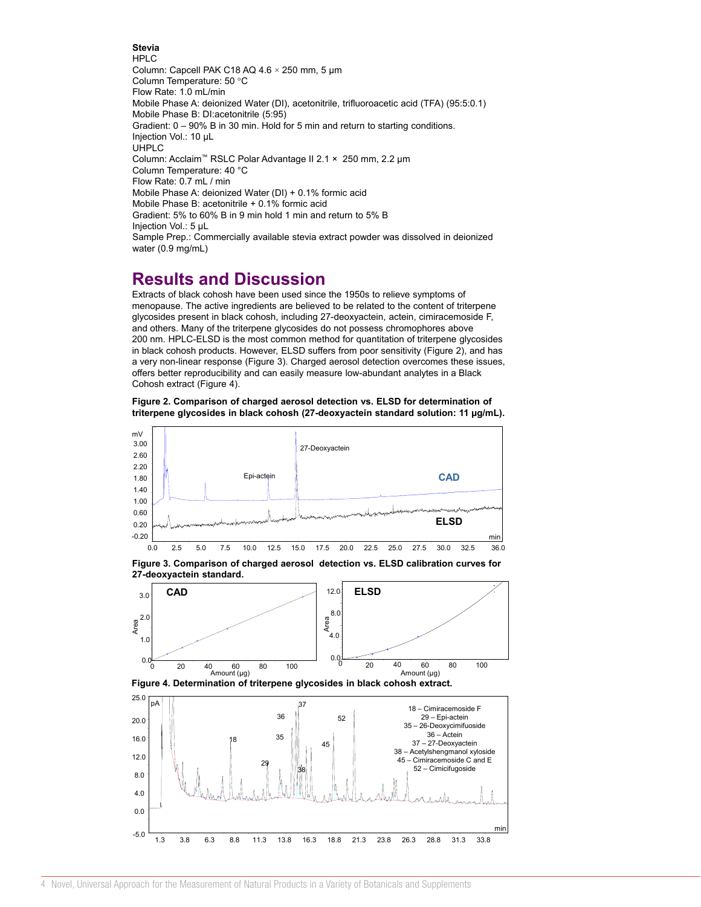**Stevia**

HPLC

Column: Capcell PAK C18 AQ 4.6 × 250 mm, 5 µm
Column Temperature: 50 °C
Flow Rate: 1.0 mL/min
Mobile Phase A: deionized Water (DI), acetonitrile, trifluoroacetic acid (TFA) (95:5:0.1)
Mobile Phase B: DI:acetonitrile (5:95)
Gradient: 0 – 90% B in 30 min. Hold for 5 min and return to starting conditions.
Injection Vol.: 10 µL

UHPLC

Column: Acclaim™ RSLC Polar Advantage II 2.1 × 250 mm, 2.2 µm
Column Temperature: 40 °C
Flow Rate: 0.7 mL / min
Mobile Phase A: deionized Water (DI) + 0.1% formic acid
Mobile Phase B: acetonitrile + 0.1% formic acid
Gradient: 5% to 60% B in 9 min hold 1 min and return to 5% B
Injection Vol.: 5 µL
Sample Prep.: Commercially available stevia extract powder was dissolved in deionized water (0.9 mg/mL)

## Results and Discussion

Extracts of black cohosh have been used since the 1950s to relieve symptoms of menopause. The active ingredients are believed to be related to the content of triterpene glycosides present in black cohosh, including 27-deoxyactein, actein, cimiracemoside F, and others. Many of the triterpene glycosides do not possess chromophores above 200 nm. HPLC-ELSD is the most common method for quantitation of triterpene glycosides in black cohosh products. However, ELSD suffers from poor sensitivity (Figure 2), and has a very non-linear response (Figure 3). Charged aerosol detection overcomes these issues, offers better reproducibility and can easily measure low-abundant analytes in a Black Cohosh extract (Figure 4).

**Figure 2. Comparison of charged aerosol detection vs. ELSD for determination of triterpene glycosides in black cohosh (27-deoxyactein standard solution: 11 µg/mL).**

**Figure 3. Comparison of charged aerosol detection vs. ELSD calibration curves for 27-deoxyactein standard.**

**Figure 4. Determination of triterpene glycosides in black cohosh extract.**

18 – Cimiracemoside F
29 – Epi-actein
35 – 26-Deoxycimifuoside
36 – Actein
37 – 27-Deoxyactein
38 – Acetylshengmanol xyloside
45 – Cimiracemoside C and E
52 – Cimicifugoside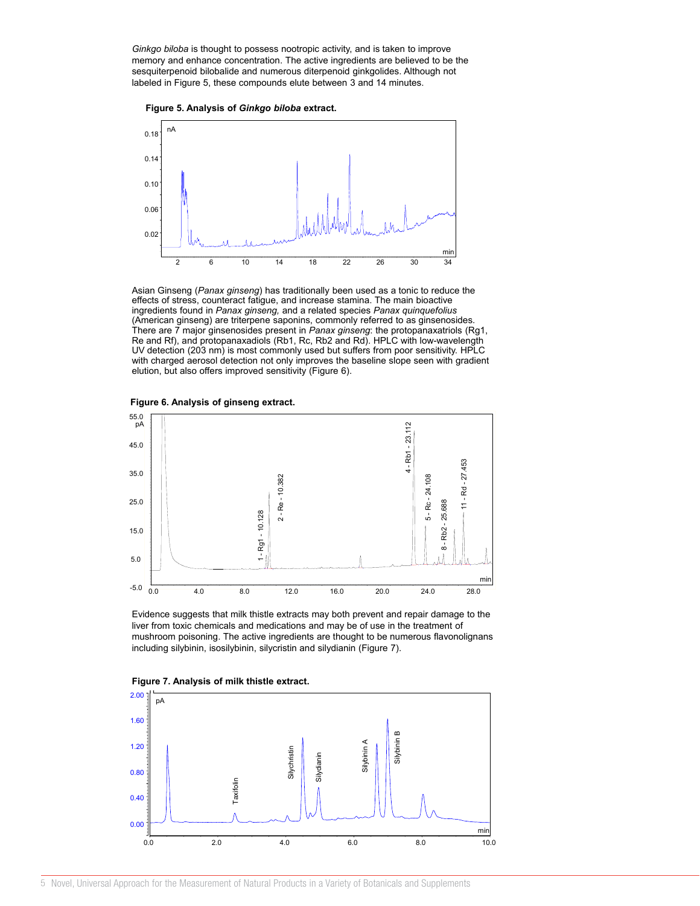*Ginkgo biloba* is thought to possess nootropic activity, and is taken to improve memory and enhance concentration. The active ingredients are believed to be the sesquiterpenoid bilobalide and numerous diterpenoid ginkgolides. Although not labeled in Figure 5, these compounds elute between 3 and 14 minutes.

**Figure 5. Analysis of *Ginkgo biloba* extract.**

Asian Ginseng (*Panax ginseng*) has traditionally been used as a tonic to reduce the effects of stress, counteract fatigue, and increase stamina. The main bioactive ingredients found in *Panax ginseng,* and a related species *Panax quinquefolius* (American ginseng) are triterpene saponins, commonly referred to as ginsenosides. There are 7 major ginsenosides present in *Panax ginseng*: the protopanaxatriols (Rg1, Re and Rf), and protopanaxadiols (Rb1, Rc, Rb2 and Rd). HPLC with low-wavelength UV detection (203 nm) is most commonly used but suffers from poor sensitivity. HPLC with charged aerosol detection not only improves the baseline slope seen with gradient elution, but also offers improved sensitivity (Figure 6).

**Figure 6. Analysis of ginseng extract.**

Evidence suggests that milk thistle extracts may both prevent and repair damage to the liver from toxic chemicals and medications and may be of use in the treatment of mushroom poisoning. The active ingredients are thought to be numerous flavonolignans including silybinin, isosilybinin, silycristin and silydianin (Figure 7).

**Figure 7. Analysis of milk thistle extract.**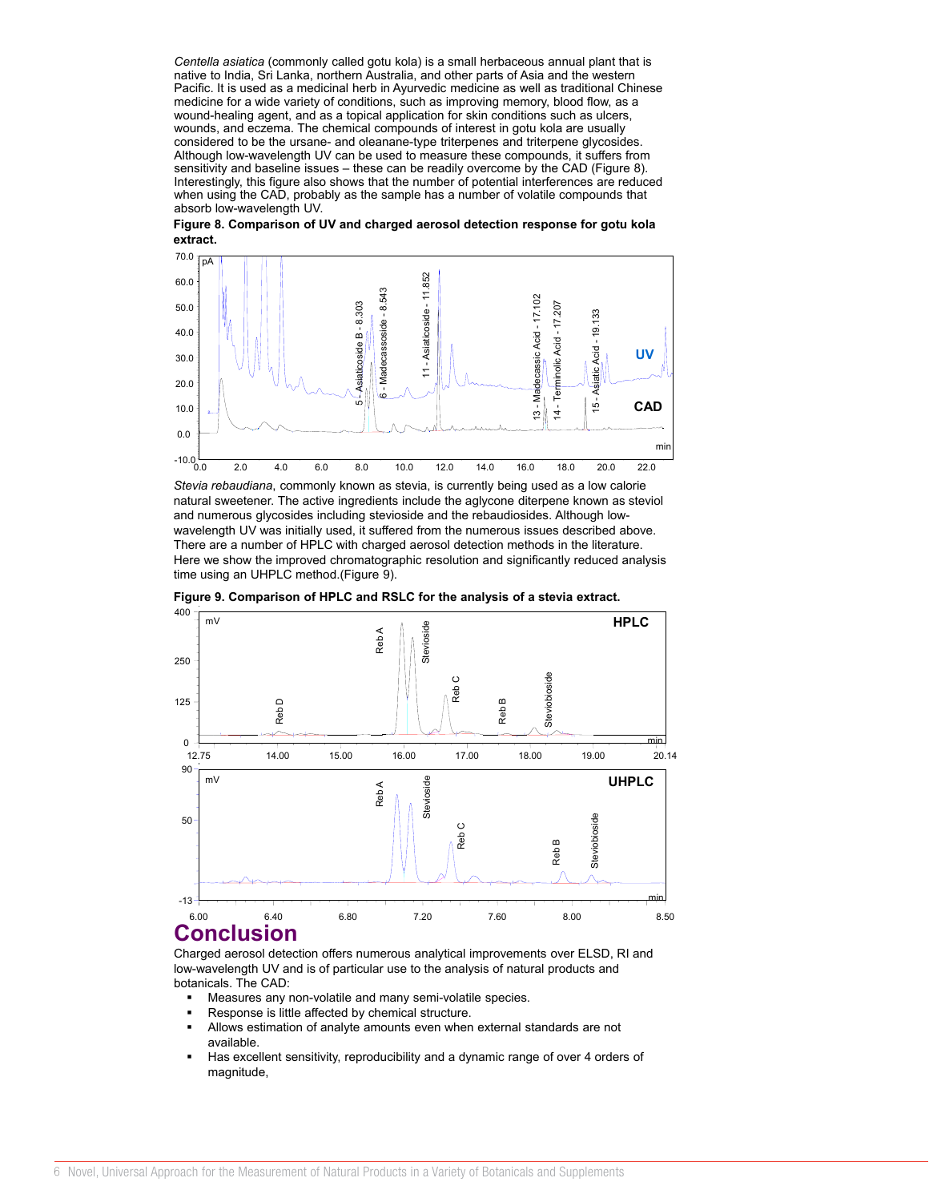*Centella asiatica* (commonly called gotu kola) is a small herbaceous annual plant that is native to India, Sri Lanka, northern Australia, and other parts of Asia and the western Pacific. It is used as a medicinal herb in Ayurvedic medicine as well as traditional Chinese medicine for a wide variety of conditions, such as improving memory, blood flow, as a wound-healing agent, and as a topical application for skin conditions such as ulcers, wounds, and eczema. The chemical compounds of interest in gotu kola are usually considered to be the ursane- and oleanane-type triterpenes and triterpene glycosides. Although low-wavelength UV can be used to measure these compounds, it suffers from sensitivity and baseline issues – these can be readily overcome by the CAD (Figure 8). Interestingly, this figure also shows that the number of potential interferences are reduced when using the CAD, probably as the sample has a number of volatile compounds that absorb low-wavelength UV.

**Figure 8. Comparison of UV and charged aerosol detection response for gotu kola extract.**

*Stevia rebaudiana*, commonly known as stevia, is currently being used as a low calorie natural sweetener. The active ingredients include the aglycone diterpene known as steviol and numerous glycosides including stevioside and the rebaudiosides. Although low-wavelength UV was initially used, it suffered from the numerous issues described above. There are a number of HPLC with charged aerosol detection methods in the literature. Here we show the improved chromatographic resolution and significantly reduced analysis time using an UHPLC method.(Figure 9).

**Figure 9. Comparison of HPLC and RSLC for the analysis of a stevia extract.**

# Conclusion

Charged aerosol detection offers numerous analytical improvements over ELSD, RI and low-wavelength UV and is of particular use to the analysis of natural products and botanicals. The CAD:

- Measures any non-volatile and many semi-volatile species.
- Response is little affected by chemical structure.
- Allows estimation of analyte amounts even when external standards are not available.
- Has excellent sensitivity, reproducibility and a dynamic range of over 4 orders of magnitude,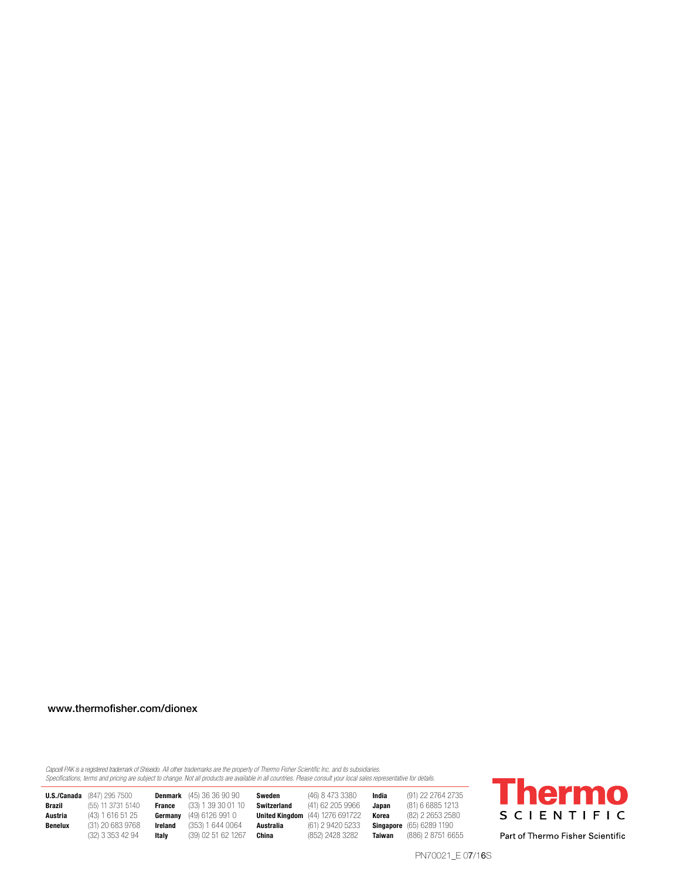www.thermofisher.com/dionex

*Capcell PAK is a registered trademark of Shiseido. All other trademarks are the property of Thermo Fisher Scientific Inc. and its subsidiaries.*
*Specifications, terms and pricing are subject to change. Not all products are available in all countries. Please consult your local sales representative for details.*

| | | | | | | | |
|---|---|---|---|---|---|---|---|
| **U.S./Canada** | (847) 295 7500 | **Denmark** | (45) 36 36 90 90 | **Sweden** | (46) 8 473 3380 | **India** | (91) 22 2764 2735 |
| **Brazil** | (55) 11 3731 5140 | **France** | (33) 1 39 30 01 10 | **Switzerland** | (41) 62 205 9966 | **Japan** | (81) 6 6885 1213 |
| **Austria** | (43) 1 616 51 25 | **Germany** | (49) 6126 991 0 | **United Kingdom** | (44) 1276 691722 | **Korea** | (82) 2 2653 2580 |
| **Benelux** | (31) 20 683 9768 | **Ireland** | (353) 1 644 0064 | **Australia** | (61) 2 9420 5233 | **Singapore** | (65) 6289 1190 |
| | (32) 3 353 42 94 | **Italy** | (39) 02 51 62 1267 | **China** | (852) 2428 3282 | **Taiwan** | (886) 2 8751 6655 |

**Thermo SCIENTIFIC**

Part of Thermo Fisher Scientific

PN70021_E 07/16S